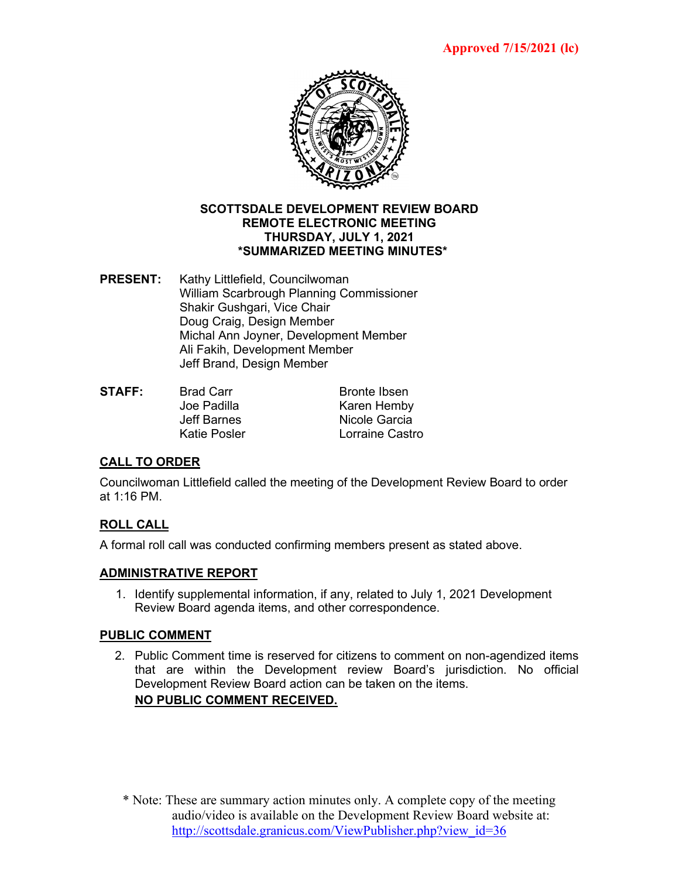Approved 7/15/2021 (lc)

**SCOTTSDALE DEVELOPMENT REVIEW BOARD**
**REMOTE ELECTRONIC MEETING**
**THURSDAY, JULY 1, 2021**
***SUMMARIZED MEETING MINUTES***

**PRESENT:** Kathy Littlefield, Councilwoman
William Scarbrough Planning Commissioner
Shakir Gushgari, Vice Chair
Doug Craig, Design Member
Michal Ann Joyner, Development Member
Ali Fakih, Development Member
Jeff Brand, Design Member

**STAFF:**

| | |
|---|---|
| Brad Carr | Bronte Ibsen |
| Joe Padilla | Karen Hemby |
| Jeff Barnes | Nicole Garcia |
| Katie Posler | Lorraine Castro |

## CALL TO ORDER

Councilwoman Littlefield called the meeting of the Development Review Board to order at 1:16 PM.

## ROLL CALL

A formal roll call was conducted confirming members present as stated above.

## ADMINISTRATIVE REPORT

1. Identify supplemental information, if any, related to July 1, 2021 Development Review Board agenda items, and other correspondence.

## PUBLIC COMMENT

2. Public Comment time is reserved for citizens to comment on non-agendized items that are within the Development review Board's jurisdiction. No official Development Review Board action can be taken on the items.

   **NO PUBLIC COMMENT RECEIVED.**

\* Note: These are summary action minutes only. A complete copy of the meeting audio/video is available on the Development Review Board website at: http://scottsdale.granicus.com/ViewPublisher.php?view_id=36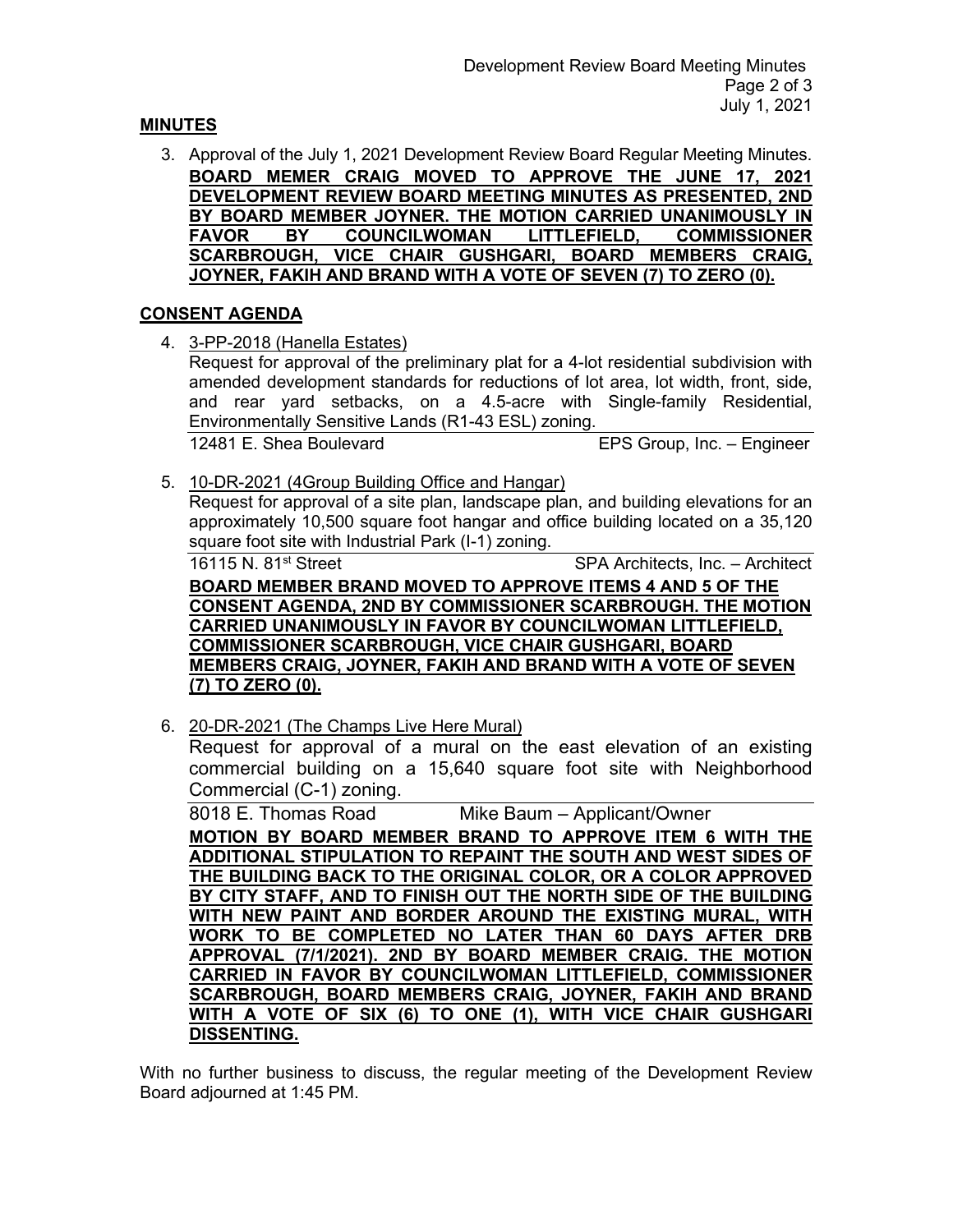**MINUTES**

3. Approval of the July 1, 2021 Development Review Board Regular Meeting Minutes.
   **BOARD MEMER CRAIG MOVED TO APPROVE THE JUNE 17, 2021 DEVELOPMENT REVIEW BOARD MEETING MINUTES AS PRESENTED, 2ND BY BOARD MEMBER JOYNER. THE MOTION CARRIED UNANIMOUSLY IN FAVOR BY COUNCILWOMAN LITTLEFIELD, COMMISSIONER SCARBROUGH, VICE CHAIR GUSHGARI, BOARD MEMBERS CRAIG, JOYNER, FAKIH AND BRAND WITH A VOTE OF SEVEN (7) TO ZERO (0).**

**CONSENT AGENDA**

4. 3-PP-2018 (Hanella Estates)
   Request for approval of the preliminary plat for a 4-lot residential subdivision with amended development standards for reductions of lot area, lot width, front, side, and rear yard setbacks, on a 4.5-acre with Single-family Residential, Environmentally Sensitive Lands (R1-43 ESL) zoning.
   12481 E. Shea Boulevard — EPS Group, Inc. – Engineer

5. 10-DR-2021 (4Group Building Office and Hangar)
   Request for approval of a site plan, landscape plan, and building elevations for an approximately 10,500 square foot hangar and office building located on a 35,120 square foot site with Industrial Park (I-1) zoning.
   16115 N. 81st Street — SPA Architects, Inc. – Architect
   **BOARD MEMBER BRAND MOVED TO APPROVE ITEMS 4 AND 5 OF THE CONSENT AGENDA, 2ND BY COMMISSIONER SCARBROUGH. THE MOTION CARRIED UNANIMOUSLY IN FAVOR BY COUNCILWOMAN LITTLEFIELD, COMMISSIONER SCARBROUGH, VICE CHAIR GUSHGARI, BOARD MEMBERS CRAIG, JOYNER, FAKIH AND BRAND WITH A VOTE OF SEVEN (7) TO ZERO (0).**

6. 20-DR-2021 (The Champs Live Here Mural)
   Request for approval of a mural on the east elevation of an existing commercial building on a 15,640 square foot site with Neighborhood Commercial (C-1) zoning.
   8018 E. Thomas Road — Mike Baum – Applicant/Owner
   **MOTION BY BOARD MEMBER BRAND TO APPROVE ITEM 6 WITH THE ADDITIONAL STIPULATION TO REPAINT THE SOUTH AND WEST SIDES OF THE BUILDING BACK TO THE ORIGINAL COLOR, OR A COLOR APPROVED BY CITY STAFF, AND TO FINISH OUT THE NORTH SIDE OF THE BUILDING WITH NEW PAINT AND BORDER AROUND THE EXISTING MURAL, WITH WORK TO BE COMPLETED NO LATER THAN 60 DAYS AFTER DRB APPROVAL (7/1/2021). 2ND BY BOARD MEMBER CRAIG. THE MOTION CARRIED IN FAVOR BY COUNCILWOMAN LITTLEFIELD, COMMISSIONER SCARBROUGH, BOARD MEMBERS CRAIG, JOYNER, FAKIH AND BRAND WITH A VOTE OF SIX (6) TO ONE (1), WITH VICE CHAIR GUSHGARI DISSENTING.**

With no further business to discuss, the regular meeting of the Development Review Board adjourned at 1:45 PM.